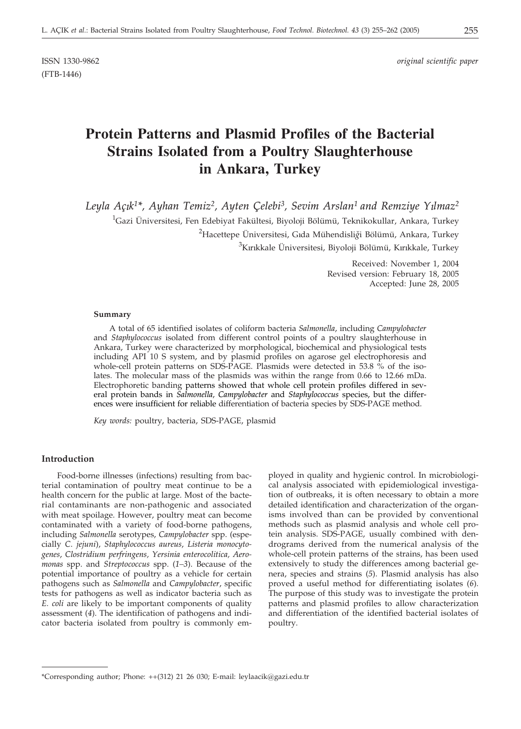ISSN 1330-9862
(FTB-1446)

*original scientific paper*

# Protein Patterns and Plasmid Profiles of the Bacterial Strains Isolated from a Poultry Slaughterhouse in Ankara, Turkey

*Leyla Açık[1]\*, Ayhan Temiz[2], Ayten Çelebi[3], Sevim Arslan[1] and Remziye Yılmaz[2]*

[1]Gazi Üniversitesi, Fen Edebiyat Fakültesi, Biyoloji Bölümü, Teknikokullar, Ankara, Turkey

[2]Hacettepe Üniversitesi, Gıda Mühendisliği Bölümü, Ankara, Turkey

[3]Kırıkkale Üniversitesi, Biyoloji Bölümü, Kırıkkale, Turkey

Received: November 1, 2004
Revised version: February 18, 2005
Accepted: June 28, 2005

## Summary

A total of 65 identified isolates of coliform bacteria *Salmonella*, including *Campylobacter* and *Staphylococcus* isolated from different control points of a poultry slaughterhouse in Ankara, Turkey were characterized by morphological, biochemical and physiological tests including API 10 S system, and by plasmid profiles on agarose gel electrophoresis and whole-cell protein patterns on SDS-PAGE. Plasmids were detected in 53.8 % of the isolates. The molecular mass of the plasmids was within the range from 0.66 to 12.66 mDa. Electrophoretic banding patterns showed that whole cell protein profiles differed in several protein bands in *Salmonella*, *Campylobacter* and *Staphylococcus* species, but the differences were insufficient for reliable differentiation of bacteria species by SDS-PAGE method.

*Key words:* poultry, bacteria, SDS-PAGE, plasmid

## Introduction

Food-borne illnesses (infections) resulting from bacterial contamination of poultry meat continue to be a health concern for the public at large. Most of the bacterial contaminants are non-pathogenic and associated with meat spoilage. However, poultry meat can become contaminated with a variety of food-borne pathogens, including *Salmonella* serotypes, *Campylobacter* spp. (especially *C. jejuni*), *Staphylococcus aureus*, *Listeria monocytogenes*, *Clostridium perfringens*, *Yersinia enterocolitica*, *Aeromonas* spp. and *Streptococcus* spp. (*1–3*). Because of the potential importance of poultry as a vehicle for certain pathogens such as *Salmonella* and *Campylobacter*, specific tests for pathogens as well as indicator bacteria such as *E. coli* are likely to be important components of quality assessment (*4*). The identification of pathogens and indicator bacteria isolated from poultry is commonly employed in quality and hygienic control. In microbiological analysis associated with epidemiological investigation of outbreaks, it is often necessary to obtain a more detailed identification and characterization of the organisms involved than can be provided by conventional methods such as plasmid analysis and whole cell protein analysis. SDS-PAGE, usually combined with dendrograms derived from the numerical analysis of the whole-cell protein patterns of the strains, has been used extensively to study the differences among bacterial genera, species and strains (*5*). Plasmid analysis has also proved a useful method for differentiating isolates (*6*). The purpose of this study was to investigate the protein patterns and plasmid profiles to allow characterization and differentiation of the identified bacterial isolates of poultry.

\*Corresponding author; Phone: ++(312) 21 26 030; E-mail: leylaacik@gazi.edu.tr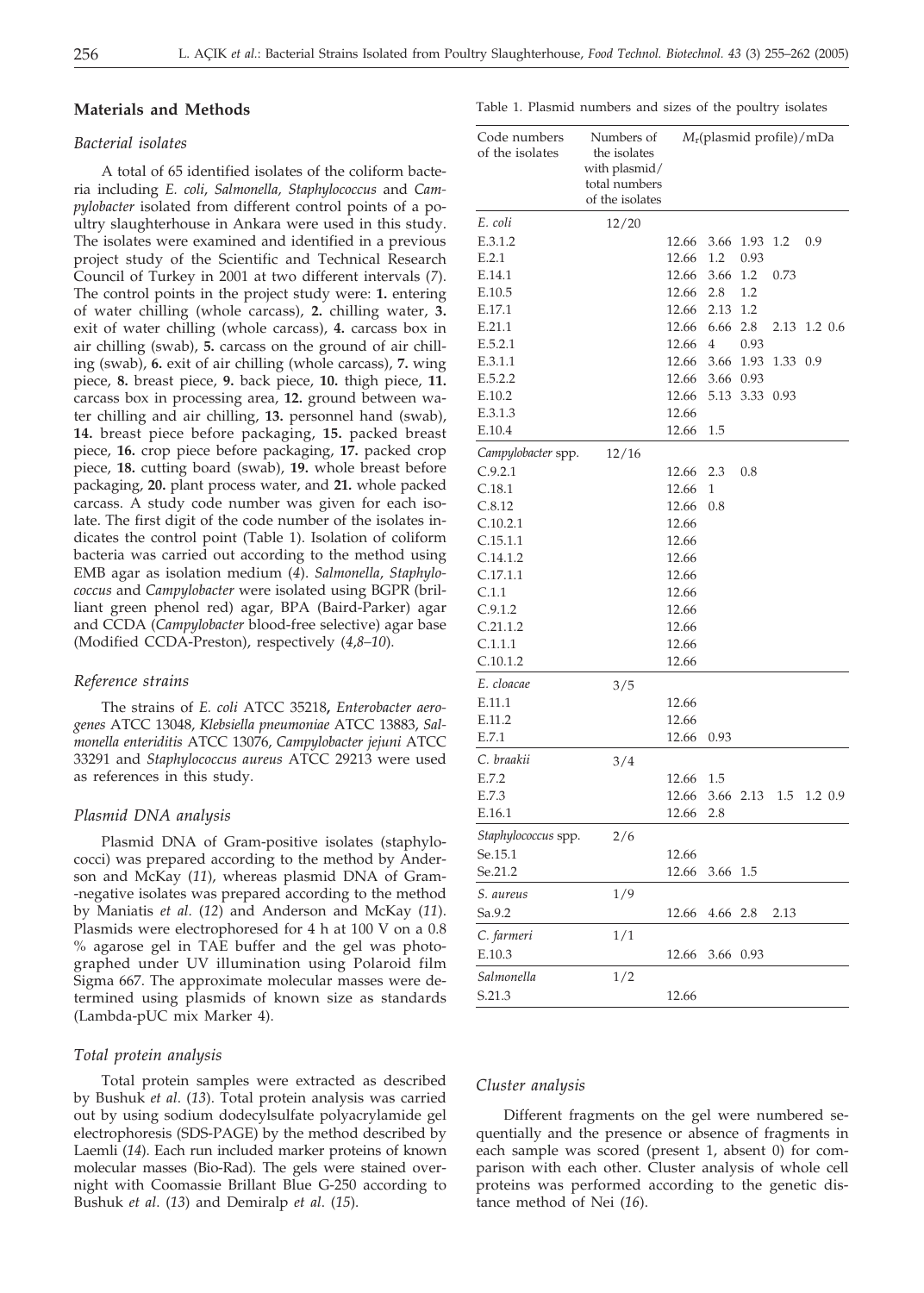## Materials and Methods

### *Bacterial isolates*

A total of 65 identified isolates of the coliform bacteria including *E. coli*, *Salmonella*, *Staphylococcus* and *Campylobacter* isolated from different control points of a poultry slaughterhouse in Ankara were used in this study. The isolates were examined and identified in a previous project study of the Scientific and Technical Research Council of Turkey in 2001 at two different intervals (*7*). The control points in the project study were: **1.** entering of water chilling (whole carcass), **2.** chilling water, **3.** exit of water chilling (whole carcass), **4.** carcass box in air chilling (swab), **5.** carcass on the ground of air chilling (swab), **6.** exit of air chilling (whole carcass), **7.** wing piece, **8.** breast piece, **9.** back piece, **10.** thigh piece, **11.** carcass box in processing area, **12.** ground between water chilling and air chilling, **13.** personnel hand (swab), **14.** breast piece before packaging, **15.** packed breast piece, **16.** crop piece before packaging, **17.** packed crop piece, **18.** cutting board (swab), **19.** whole breast before packaging, **20.** plant process water, and **21.** whole packed carcass. A study code number was given for each isolate. The first digit of the code number of the isolates indicates the control point (Table 1). Isolation of coliform bacteria was carried out according to the method using EMB agar as isolation medium (*4*). *Salmonella*, *Staphylococcus* and *Campylobacter* were isolated using BGPR (brilliant green phenol red) agar, BPA (Baird-Parker) agar and CCDA (*Campylobacter* blood-free selective) agar base (Modified CCDA-Preston), respectively (*4,8–10*).

### *Reference strains*

The strains of *E. coli* ATCC 35218, *Enterobacter aerogenes* ATCC 13048, *Klebsiella pneumoniae* ATCC 13883, *Salmonella enteriditis* ATCC 13076, *Campylobacter jejuni* ATCC 33291 and *Staphylococcus aureus* ATCC 29213 were used as references in this study.

### *Plasmid DNA analysis*

Plasmid DNA of Gram-positive isolates (staphylococci) was prepared according to the method by Anderson and McKay (*11*), whereas plasmid DNA of Gram-negative isolates was prepared according to the method by Maniatis *et al.* (*12*) and Anderson and McKay (*11*). Plasmids were electrophoresed for 4 h at 100 V on a 0.8 % agarose gel in TAE buffer and the gel was photographed under UV illumination using Polaroid film Sigma 667. The approximate molecular masses were determined using plasmids of known size as standards (Lambda-pUC mix Marker 4).

### *Total protein analysis*

Total protein samples were extracted as described by Bushuk *et al.* (*13*). Total protein analysis was carried out by using sodium dodecylsulfate polyacrylamide gel electrophoresis (SDS-PAGE) by the method described by Laemli (*14*). Each run included marker proteins of known molecular masses (Bio-Rad). The gels were stained overnight with Coomassie Brillant Blue G-250 according to Bushuk *et al.* (*13*) and Demiralp *et al.* (*15*).

Table 1. Plasmid numbers and sizes of the poultry isolates

| Code numbers of the isolates | Numbers of the isolates with plasmid/ total numbers of the isolates | $M_r$(plasmid profile)/mDa |
|---|---|---|
| *E. coli* | 12/20 | |
| E.3.1.2 | | 12.66 3.66 1.93 1.2 0.9 |
| E.2.1 | | 12.66 1.2 0.93 |
| E.14.1 | | 12.66 3.66 1.2 0.73 |
| E.10.5 | | 12.66 2.8 1.2 |
| E.17.1 | | 12.66 2.13 1.2 |
| E.21.1 | | 12.66 6.66 2.8 2.13 1.2 0.6 |
| E.5.2.1 | | 12.66 4 0.93 |
| E.3.1.1 | | 12.66 3.66 1.93 1.33 0.9 |
| E.5.2.2 | | 12.66 3.66 0.93 |
| E.10.2 | | 12.66 5.13 3.33 0.93 |
| E.3.1.3 | | 12.66 |
| E.10.4 | | 12.66 1.5 |
| *Campylobacter* spp. | 12/16 | |
| C.9.2.1 | | 12.66 2.3 0.8 |
| C.18.1 | | 12.66 1 |
| C.8.12 | | 12.66 0.8 |
| C.10.2.1 | | 12.66 |
| C.15.1.1 | | 12.66 |
| C.14.1.2 | | 12.66 |
| C.17.1.1 | | 12.66 |
| C.1.1 | | 12.66 |
| C.9.1.2 | | 12.66 |
| C.21.1.2 | | 12.66 |
| C.1.1.1 | | 12.66 |
| C.10.1.2 | | 12.66 |
| *E. cloacae* | 3/5 | |
| E.11.1 | | 12.66 |
| E.11.2 | | 12.66 |
| E.7.1 | | 12.66 0.93 |
| *C. braakii* | 3/4 | |
| E.7.2 | | 12.66 1.5 |
| E.7.3 | | 12.66 3.66 2.13 1.5 1.2 0.9 |
| E.16.1 | | 12.66 2.8 |
| *Staphylococcus* spp. | 2/6 | |
| Se.15.1 | | 12.66 |
| Se.21.2 | | 12.66 3.66 1.5 |
| *S. aureus* | 1/9 | |
| Sa.9.2 | | 12.66 4.66 2.8 2.13 |
| *C. farmeri* | 1/1 | |
| E.10.3 | | 12.66 3.66 0.93 |
| *Salmonella* | 1/2 | |
| S.21.3 | | 12.66 |

### *Cluster analysis*

Different fragments on the gel were numbered sequentially and the presence or absence of fragments in each sample was scored (present 1, absent 0) for comparison with each other. Cluster analysis of whole cell proteins was performed according to the genetic distance method of Nei (*16*).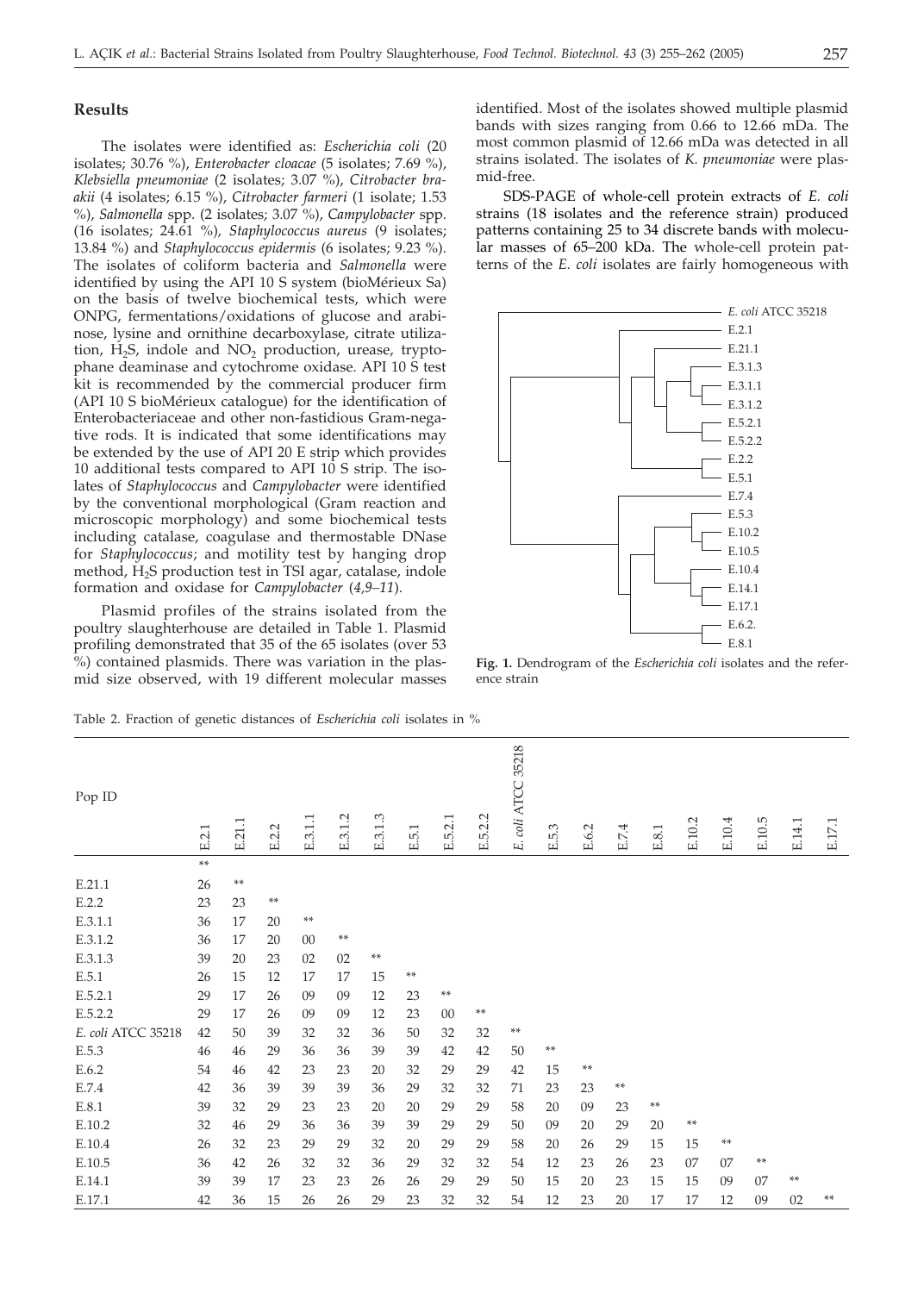## Results

The isolates were identified as: *Escherichia coli* (20 isolates; 30.76 %), *Enterobacter cloacae* (5 isolates; 7.69 %), *Klebsiella pneumoniae* (2 isolates; 3.07 %), *Citrobacter braakii* (4 isolates; 6.15 %), *Citrobacter farmeri* (1 isolate; 1.53 %), *Salmonella* spp. (2 isolates; 3.07 %), *Campylobacter* spp. (16 isolates; 24.61 %), *Staphylococcus aureus* (9 isolates; 13.84 %) and *Staphylococcus epidermis* (6 isolates; 9.23 %). The isolates of coliform bacteria and *Salmonella* were identified by using the API 10 S system (bioMérieux Sa) on the basis of twelve biochemical tests, which were ONPG, fermentations/oxidations of glucose and arabinose, lysine and ornithine decarboxylase, citrate utilization, $H_2S$, indole and $NO_2$ production, urease, tryptophane deaminase and cytochrome oxidase. API 10 S test kit is recommended by the commercial producer firm (API 10 S bioMérieux catalogue) for the identification of Enterobacteriaceae and other non-fastidious Gram-negative rods. It is indicated that some identifications may be extended by the use of API 20 E strip which provides 10 additional tests compared to API 10 S strip. The isolates of *Staphylococcus* and *Campylobacter* were identified by the conventional morphological (Gram reaction and microscopic morphology) and some biochemical tests including catalase, coagulase and thermostable DNase for *Staphylococcus*; and motility test by hanging drop method, $H_2S$ production test in TSI agar, catalase, indole formation and oxidase for *Campylobacter* (*4,9–11*).

Plasmid profiles of the strains isolated from the poultry slaughterhouse are detailed in Table 1. Plasmid profiling demonstrated that 35 of the 65 isolates (over 53 %) contained plasmids. There was variation in the plasmid size observed, with 19 different molecular masses identified. Most of the isolates showed multiple plasmid bands with sizes ranging from 0.66 to 12.66 mDa. The most common plasmid of 12.66 mDa was detected in all strains isolated. The isolates of *K. pneumoniae* were plasmid-free.

SDS-PAGE of whole-cell protein extracts of *E. coli* strains (18 isolates and the reference strain) produced patterns containing 25 to 34 discrete bands with molecular masses of 65–200 kDa. The whole-cell protein patterns of the *E. coli* isolates are fairly homogeneous with

**Fig. 1.** Dendrogram of the *Escherichia coli* isolates and the reference strain

Table 2. Fraction of genetic distances of *Escherichia coli* isolates in %

| Pop ID | E.2.1 | E.21.1 | E.2.2 | E.3.1.1 | E.3.1.2 | E.3.1.3 | E.5.1 | E.5.2.1 | E.5.2.2 | *E. coli* ATCC 35218 | E.5.3 | E.6.2 | E.7.4 | E.8.1 | E.10.2 | E.10.4 | E.10.5 | E.14.1 | E.17.1 |
|---|---|---|---|---|---|---|---|---|---|---|---|---|---|---|---|---|---|---|---|
| | ** | | | | | | | | | | | | | | | | | | |
| E.21.1 | 26 | ** | | | | | | | | | | | | | | | | | |
| E.2.2 | 23 | 23 | ** | | | | | | | | | | | | | | | | |
| E.3.1.1 | 36 | 17 | 20 | ** | | | | | | | | | | | | | | | |
| E.3.1.2 | 36 | 17 | 20 | 00 | ** | | | | | | | | | | | | | | |
| E.3.1.3 | 39 | 20 | 23 | 02 | 02 | ** | | | | | | | | | | | | | |
| E.5.1 | 26 | 15 | 12 | 17 | 17 | 15 | ** | | | | | | | | | | | | |
| E.5.2.1 | 29 | 17 | 26 | 09 | 09 | 12 | 23 | ** | | | | | | | | | | | |
| E.5.2.2 | 29 | 17 | 26 | 09 | 09 | 12 | 23 | 00 | ** | | | | | | | | | | |
| *E. coli* ATCC 35218 | 42 | 50 | 39 | 32 | 32 | 36 | 50 | 32 | 32 | ** | | | | | | | | | |
| E.5.3 | 46 | 46 | 29 | 36 | 36 | 39 | 39 | 42 | 42 | 50 | ** | | | | | | | | |
| E.6.2 | 54 | 46 | 42 | 23 | 23 | 20 | 32 | 29 | 29 | 42 | 15 | ** | | | | | | | |
| E.7.4 | 42 | 36 | 39 | 39 | 39 | 36 | 29 | 32 | 32 | 71 | 23 | 23 | ** | | | | | | |
| E.8.1 | 39 | 32 | 29 | 23 | 23 | 20 | 20 | 29 | 29 | 58 | 20 | 09 | 23 | ** | | | | | |
| E.10.2 | 32 | 46 | 29 | 36 | 36 | 39 | 39 | 29 | 29 | 50 | 09 | 20 | 29 | 20 | ** | | | | |
| E.10.4 | 26 | 32 | 23 | 29 | 29 | 32 | 20 | 29 | 29 | 58 | 20 | 26 | 29 | 15 | 15 | ** | | | |
| E.10.5 | 36 | 42 | 26 | 32 | 32 | 36 | 29 | 32 | 32 | 54 | 12 | 23 | 26 | 23 | 07 | 07 | ** | | |
| E.14.1 | 39 | 39 | 17 | 23 | 23 | 26 | 26 | 29 | 29 | 50 | 15 | 20 | 23 | 15 | 15 | 09 | 07 | ** | |
| E.17.1 | 42 | 36 | 15 | 26 | 26 | 29 | 23 | 32 | 32 | 54 | 12 | 23 | 20 | 17 | 17 | 12 | 09 | 02 | ** |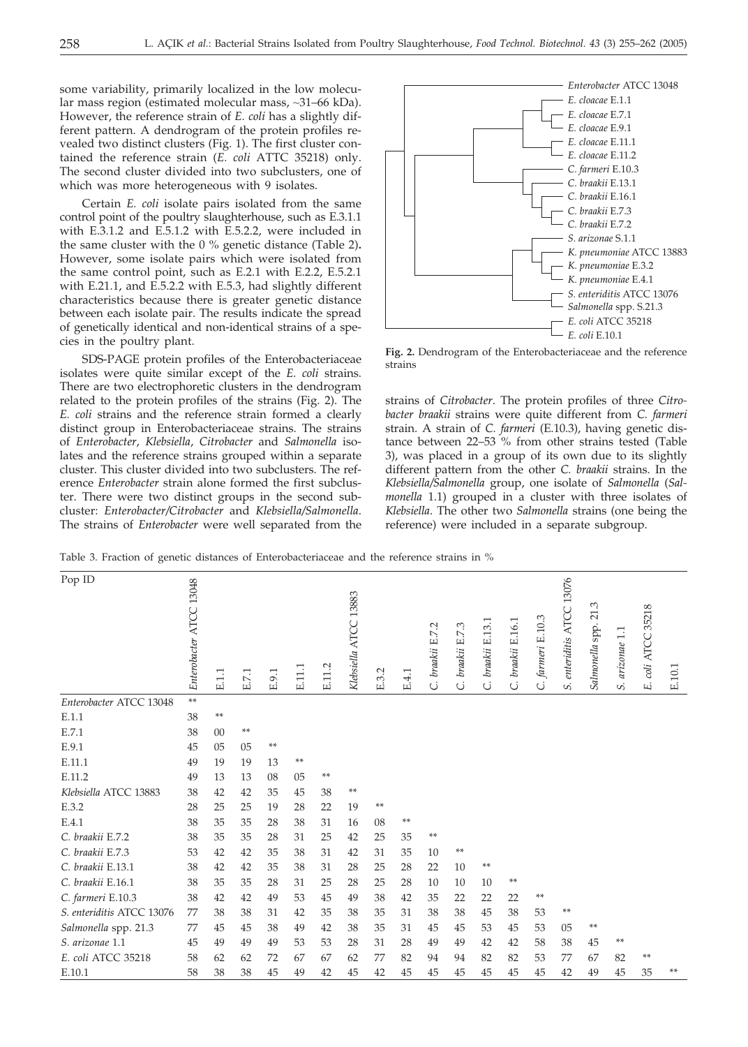some variability, primarily localized in the low molecular mass region (estimated molecular mass, ~31–66 kDa). However, the reference strain of *E. coli* has a slightly different pattern. A dendrogram of the protein profiles revealed two distinct clusters (Fig. 1). The first cluster contained the reference strain (*E. coli* ATTC 35218) only. The second cluster divided into two subclusters, one of which was more heterogeneous with 9 isolates.

Certain *E. coli* isolate pairs isolated from the same control point of the poultry slaughterhouse, such as E.3.1.1 with E.3.1.2 and E.5.1.2 with E.5.2.2, were included in the same cluster with the 0 % genetic distance (Table 2)**.** However, some isolate pairs which were isolated from the same control point, such as E.2.1 with E.2.2, E.5.2.1 with E.21.1, and E.5.2.2 with E.5.3, had slightly different characteristics because there is greater genetic distance between each isolate pair. The results indicate the spread of genetically identical and non-identical strains of a species in the poultry plant.

SDS-PAGE protein profiles of the Enterobacteriaceae isolates were quite similar except of the *E. coli* strains. There are two electrophoretic clusters in the dendrogram related to the protein profiles of the strains (Fig. 2). The *E. coli* strains and the reference strain formed a clearly distinct group in Enterobacteriaceae strains. The strains of *Enterobacter*, *Klebsiella*, *Citrobacter* and *Salmonella* isolates and the reference strains grouped within a separate cluster. This cluster divided into two subclusters. The reference *Enterobacter* strain alone formed the first subcluster. There were two distinct groups in the second subcluster: *Enterobacter/Citrobacter* and *Klebsiella/Salmonella*. The strains of *Enterobacter* were well separated from the strains of *Citrobacter*. The protein profiles of three *Citrobacter braakii* strains were quite different from *C. farmeri* strain. A strain of *C. farmeri* (E.10.3), having genetic distance between 22–53 % from other strains tested (Table 3), was placed in a group of its own due to its slightly different pattern from the other *C. braakii* strains. In the *Klebsiella/Salmonella* group, one isolate of *Salmonella* (*Salmonella* 1.1) grouped in a cluster with three isolates of *Klebsiella*. The other two *Salmonella* strains (one being the reference) were included in a separate subgroup.

*Enterobacter* ATCC 13048, *E. cloacae* E.1.1, *E. cloacae* E.7.1, *E. cloacae* E.9.1, *E. cloacae* E.11.1, *E. cloacae* E.11.2, *C. farmeri* E.10.3, *C. braakii* E.13.1, *C. braakii* E.16.1, *C. braakii* E.7.3, *C. braakii* E.7.2, *S. arizonae* S.1.1, *K. pneumoniae* ATCC 13883, *K. pneumoniae* E.3.2, *K. pneumoniae* E.4.1, *S. enteriditis* ATCC 13076, *Salmonella* spp. S.21.3, *E. coli* ATCC 35218, *E. coli* E.10.1

**Fig. 2.** Dendrogram of the Enterobacteriaceae and the reference strains

Table 3. Fraction of genetic distances of Enterobacteriaceae and the reference strains in %

| Pop ID | *Enterobacter* ATCC 13048 | E.1.1 | E.7.1 | E.9.1 | E.11.1 | E.11.2 | *Klebsiella* ATCC 13883 | E.3.2 | E.4.1 | *C. braakii* E.7.2 | *C. braakii* E.7.3 | *C. braakii* E.13.1 | *C. braakii* E.16.1 | *C. farmeri* E.10.3 | *S. enteriditis* ATCC 13076 | *Salmonella* spp. 21.3 | *S. arizonae* 1.1 | *E. coli* ATCC 35218 | E.10.1 |
|---|---|---|---|---|---|---|---|---|---|---|---|---|---|---|---|---|---|---|---|
| *Enterobacter* ATCC 13048 | ** | | | | | | | | | | | | | | | | | | |
| E.1.1 | 38 | ** | | | | | | | | | | | | | | | | | |
| E.7.1 | 38 | 00 | ** | | | | | | | | | | | | | | | | |
| E.9.1 | 45 | 05 | 05 | ** | | | | | | | | | | | | | | | |
| E.11.1 | 49 | 19 | 19 | 13 | ** | | | | | | | | | | | | | | |
| E.11.2 | 49 | 13 | 13 | 08 | 05 | ** | | | | | | | | | | | | | |
| *Klebsiella* ATCC 13883 | 38 | 42 | 42 | 35 | 45 | 38 | ** | | | | | | | | | | | | |
| E.3.2 | 28 | 25 | 25 | 19 | 28 | 22 | 19 | ** | | | | | | | | | | | |
| E.4.1 | 38 | 35 | 35 | 28 | 38 | 31 | 16 | 08 | ** | | | | | | | | | | |
| *C. braakii* E.7.2 | 38 | 35 | 35 | 28 | 31 | 25 | 42 | 25 | 35 | ** | | | | | | | | | |
| *C. braakii* E.7.3 | 53 | 42 | 42 | 35 | 38 | 31 | 42 | 31 | 35 | 10 | ** | | | | | | | | |
| *C. braakii* E.13.1 | 38 | 42 | 42 | 35 | 38 | 31 | 28 | 25 | 28 | 22 | 10 | ** | | | | | | | |
| *C. braakii* E.16.1 | 38 | 35 | 35 | 28 | 31 | 25 | 28 | 25 | 28 | 10 | 10 | 10 | ** | | | | | | |
| *C. farmeri* E.10.3 | 38 | 42 | 42 | 49 | 53 | 45 | 49 | 38 | 42 | 35 | 22 | 22 | 22 | ** | | | | | |
| *S. enteriditis* ATCC 13076 | 77 | 38 | 38 | 31 | 42 | 35 | 38 | 35 | 31 | 38 | 38 | 45 | 38 | 53 | ** | | | | |
| *Salmonella* spp. 21.3 | 77 | 45 | 45 | 38 | 49 | 42 | 38 | 35 | 31 | 45 | 45 | 53 | 45 | 53 | 05 | ** | | | |
| *S. arizonae* 1.1 | 45 | 49 | 49 | 49 | 53 | 53 | 28 | 31 | 28 | 49 | 49 | 42 | 42 | 58 | 38 | 45 | ** | | |
| *E. coli* ATCC 35218 | 58 | 62 | 62 | 72 | 67 | 67 | 62 | 77 | 82 | 94 | 94 | 82 | 82 | 53 | 77 | 67 | 82 | ** | |
| E.10.1 | 58 | 38 | 38 | 45 | 49 | 42 | 45 | 42 | 45 | 45 | 45 | 45 | 45 | 45 | 42 | 49 | 45 | 35 | ** |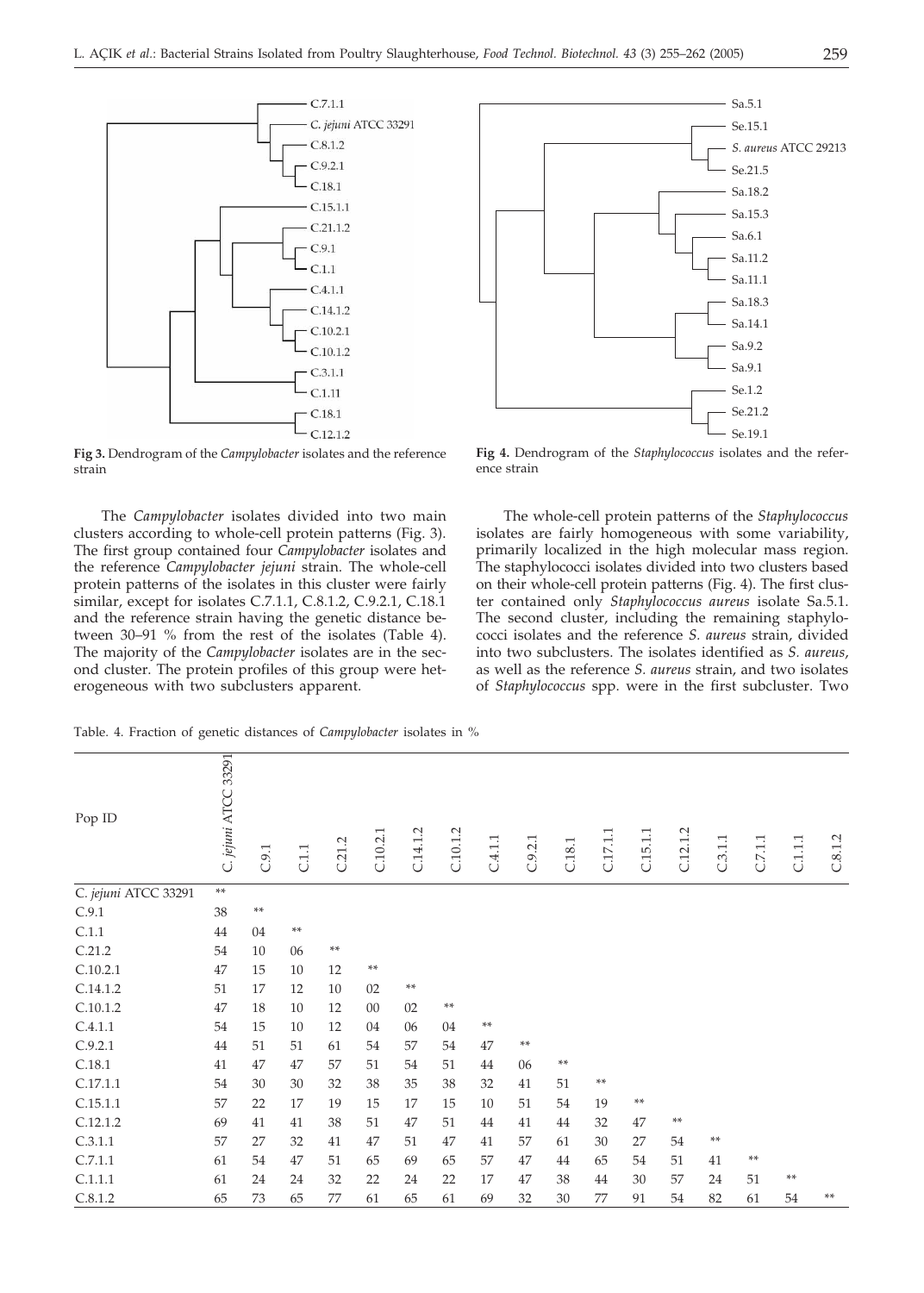Fig 3. Dendrogram of the *Campylobacter* isolates and the reference strain

Fig 4. Dendrogram of the *Staphylococcus* isolates and the reference strain

The *Campylobacter* isolates divided into two main clusters according to whole-cell protein patterns (Fig. 3). The first group contained four *Campylobacter* isolates and the reference *Campylobacter jejuni* strain. The whole-cell protein patterns of the isolates in this cluster were fairly similar, except for isolates C.7.1.1, C.8.1.2, C.9.2.1, C.18.1 and the reference strain having the genetic distance between 30–91 % from the rest of the isolates (Table 4). The majority of the *Campylobacter* isolates are in the second cluster. The protein profiles of this group were heterogeneous with two subclusters apparent.

The whole-cell protein patterns of the *Staphylococcus* isolates are fairly homogeneous with some variability, primarily localized in the high molecular mass region. The staphylococci isolates divided into two clusters based on their whole-cell protein patterns (Fig. 4). The first cluster contained only *Staphylococcus aureus* isolate Sa.5.1. The second cluster, including the remaining staphylococci isolates and the reference *S. aureus* strain, divided into two subclusters. The isolates identified as *S. aureus*, as well as the reference *S. aureus* strain, and two isolates of *Staphylococcus* spp. were in the first subcluster. Two

Table. 4. Fraction of genetic distances of *Campylobacter* isolates in %

| Pop ID | *C. jejuni* ATCC 33291 | C.9.1 | C.1.1 | C.21.2 | C.10.2.1 | C.14.1.2 | C.10.1.2 | C.4.1.1 | C.9.2.1 | C.18.1 | C.17.1.1 | C.15.1.1 | C.12.1.2 | C.3.1.1 | C.7.1.1 | C.1.1.1 | C.8.1.2 |
|---|---|---|---|---|---|---|---|---|---|---|---|---|---|---|---|---|---|
| *C. jejuni* ATCC 33291 | ** | | | | | | | | | | | | | | | | |
| C.9.1 | 38 | ** | | | | | | | | | | | | | | | |
| C.1.1 | 44 | 04 | ** | | | | | | | | | | | | | | |
| C.21.2 | 54 | 10 | 06 | ** | | | | | | | | | | | | | |
| C.10.2.1 | 47 | 15 | 10 | 12 | ** | | | | | | | | | | | | |
| C.14.1.2 | 51 | 17 | 12 | 10 | 02 | ** | | | | | | | | | | | |
| C.10.1.2 | 47 | 18 | 10 | 12 | 00 | 02 | ** | | | | | | | | | | |
| C.4.1.1 | 54 | 15 | 10 | 12 | 04 | 06 | 04 | ** | | | | | | | | | |
| C.9.2.1 | 44 | 51 | 51 | 61 | 54 | 57 | 54 | 47 | ** | | | | | | | | |
| C.18.1 | 41 | 47 | 47 | 57 | 51 | 54 | 51 | 44 | 06 | ** | | | | | | | |
| C.17.1.1 | 54 | 30 | 30 | 32 | 38 | 35 | 38 | 32 | 41 | 51 | ** | | | | | | |
| C.15.1.1 | 57 | 22 | 17 | 19 | 15 | 17 | 15 | 10 | 51 | 54 | 19 | ** | | | | | |
| C.12.1.2 | 69 | 41 | 41 | 38 | 51 | 47 | 51 | 44 | 41 | 44 | 32 | 47 | ** | | | | |
| C.3.1.1 | 57 | 27 | 32 | 41 | 47 | 51 | 47 | 41 | 57 | 61 | 30 | 27 | 54 | ** | | | |
| C.7.1.1 | 61 | 54 | 47 | 51 | 65 | 69 | 65 | 57 | 47 | 44 | 65 | 54 | 51 | 41 | ** | | |
| C.1.1.1 | 61 | 24 | 24 | 32 | 22 | 24 | 22 | 17 | 47 | 38 | 44 | 30 | 57 | 24 | 51 | ** | |
| C.8.1.2 | 65 | 73 | 65 | 77 | 61 | 65 | 61 | 69 | 32 | 30 | 77 | 91 | 54 | 82 | 61 | 54 | ** |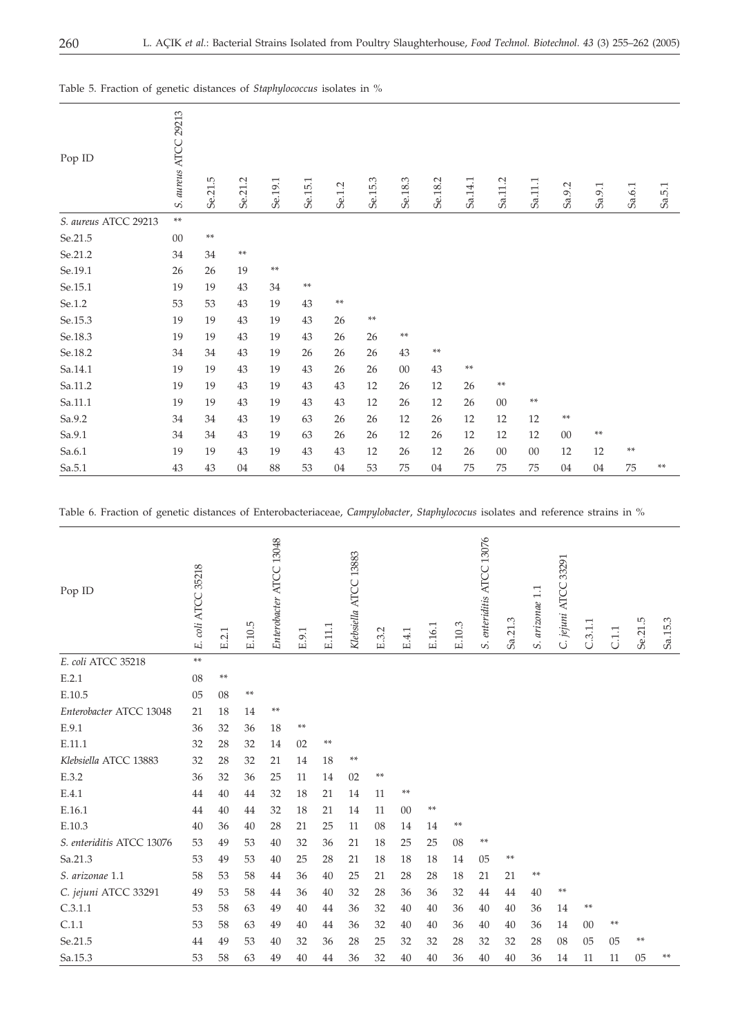Table 5. Fraction of genetic distances of *Staphylococcus* isolates in %

| Pop ID | *S. aureus* ATCC 29213 | Se.21.5 | Se.21.2 | Se.19.1 | Se.15.1 | Se.1.2 | Se.15.3 | Se.18.3 | Se.18.2 | Sa.14.1 | Sa.11.2 | Sa.11.1 | Sa.9.2 | Sa.9.1 | Sa.6.1 | Sa.5.1 |
|---|---|---|---|---|---|---|---|---|---|---|---|---|---|---|---|---|
| *S. aureus* ATCC 29213 | ** | | | | | | | | | | | | | | | |
| Se.21.5 | 00 | ** | | | | | | | | | | | | | | |
| Se.21.2 | 34 | 34 | ** | | | | | | | | | | | | | |
| Se.19.1 | 26 | 26 | 19 | ** | | | | | | | | | | | | |
| Se.15.1 | 19 | 19 | 43 | 34 | ** | | | | | | | | | | | |
| Se.1.2 | 53 | 53 | 43 | 19 | 43 | ** | | | | | | | | | | |
| Se.15.3 | 19 | 19 | 43 | 19 | 43 | 26 | ** | | | | | | | | | |
| Se.18.3 | 19 | 19 | 43 | 19 | 43 | 26 | 26 | ** | | | | | | | | |
| Se.18.2 | 34 | 34 | 43 | 19 | 26 | 26 | 26 | 43 | ** | | | | | | | |
| Sa.14.1 | 19 | 19 | 43 | 19 | 43 | 26 | 26 | 00 | 43 | ** | | | | | | |
| Sa.11.2 | 19 | 19 | 43 | 19 | 43 | 43 | 12 | 26 | 12 | 26 | ** | | | | | |
| Sa.11.1 | 19 | 19 | 43 | 19 | 43 | 43 | 12 | 26 | 12 | 26 | 00 | ** | | | | |
| Sa.9.2 | 34 | 34 | 43 | 19 | 63 | 26 | 26 | 12 | 26 | 12 | 12 | 12 | ** | | | |
| Sa.9.1 | 34 | 34 | 43 | 19 | 63 | 26 | 26 | 12 | 26 | 12 | 12 | 12 | 00 | ** | | |
| Sa.6.1 | 19 | 19 | 43 | 19 | 43 | 43 | 12 | 26 | 12 | 26 | 00 | 00 | 12 | 12 | ** | |
| Sa.5.1 | 43 | 43 | 04 | 88 | 53 | 04 | 53 | 75 | 04 | 75 | 75 | 75 | 04 | 04 | 75 | ** |

Table 6. Fraction of genetic distances of Enterobacteriaceae, *Campylobacter*, *Staphylococus* isolates and reference strains in %

| Pop ID | *E. coli* ATCC 35218 | E.2.1 | E.10.5 | *Enterobacter* ATCC 13048 | E.9.1 | E.11.1 | *Klebsiella* ATCC 13883 | E.3.2 | E.4.1 | E.16.1 | E.10.3 | *S. enteriditis* ATCC 13076 | Sa.21.3 | *S. arizonae* 1.1 | *C. jejuni* ATCC 33291 | C.3.1.1 | C.1.1 | Se.21.5 | Sa.15.3 |
|---|---|---|---|---|---|---|---|---|---|---|---|---|---|---|---|---|---|---|---|
| *E. coli* ATCC 35218 | ** | | | | | | | | | | | | | | | | | | |
| E.2.1 | 08 | ** | | | | | | | | | | | | | | | | | |
| E.10.5 | 05 | 08 | ** | | | | | | | | | | | | | | | | |
| *Enterobacter* ATCC 13048 | 21 | 18 | 14 | ** | | | | | | | | | | | | | | | |
| E.9.1 | 36 | 32 | 36 | 18 | ** | | | | | | | | | | | | | | |
| E.11.1 | 32 | 28 | 32 | 14 | 02 | ** | | | | | | | | | | | | | |
| *Klebsiella* ATCC 13883 | 32 | 28 | 32 | 21 | 14 | 18 | ** | | | | | | | | | | | | |
| E.3.2 | 36 | 32 | 36 | 25 | 11 | 14 | 02 | ** | | | | | | | | | | | |
| E.4.1 | 44 | 40 | 44 | 32 | 18 | 21 | 14 | 11 | ** | | | | | | | | | | |
| E.16.1 | 44 | 40 | 44 | 32 | 18 | 21 | 14 | 11 | 00 | ** | | | | | | | | | |
| E.10.3 | 40 | 36 | 40 | 28 | 21 | 25 | 11 | 08 | 14 | 14 | ** | | | | | | | | |
| *S. enteriditis* ATCC 13076 | 53 | 49 | 53 | 40 | 32 | 36 | 21 | 18 | 25 | 25 | 08 | ** | | | | | | | |
| Sa.21.3 | 53 | 49 | 53 | 40 | 25 | 28 | 21 | 18 | 18 | 18 | 14 | 05 | ** | | | | | | |
| *S. arizonae* 1.1 | 58 | 53 | 58 | 44 | 36 | 40 | 25 | 21 | 28 | 28 | 18 | 21 | 21 | ** | | | | | |
| *C. jejuni* ATCC 33291 | 49 | 53 | 58 | 44 | 36 | 40 | 32 | 28 | 36 | 36 | 32 | 44 | 44 | 40 | ** | | | | |
| C.3.1.1 | 53 | 58 | 63 | 49 | 40 | 44 | 36 | 32 | 40 | 40 | 36 | 40 | 40 | 36 | 14 | ** | | | |
| C.1.1 | 53 | 58 | 63 | 49 | 40 | 44 | 36 | 32 | 40 | 40 | 36 | 40 | 40 | 36 | 14 | 00 | ** | | |
| Se.21.5 | 44 | 49 | 53 | 40 | 32 | 36 | 28 | 25 | 32 | 32 | 28 | 32 | 32 | 28 | 08 | 05 | 05 | ** | |
| Sa.15.3 | 53 | 58 | 63 | 49 | 40 | 44 | 36 | 32 | 40 | 40 | 36 | 40 | 40 | 36 | 14 | 11 | 11 | 05 | ** |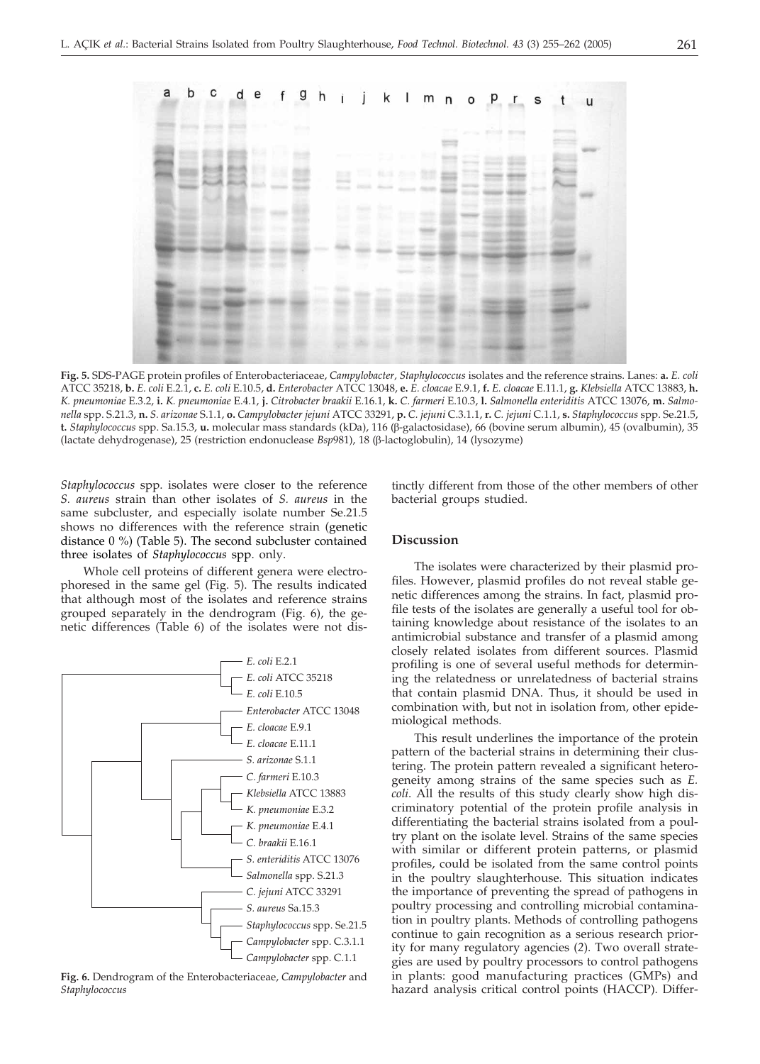**Fig. 5.** SDS-PAGE protein profiles of Enterobacteriaceae, *Campylobacter*, *Staphylococcus* isolates and the reference strains. Lanes: **a.** *E. coli* ATCC 35218, **b.** *E. coli* E.2.1, **c.** *E. coli* E.10.5, **d.** *Enterobacter* ATCC 13048, **e.** *E. cloacae* E.9.1, **f.** *E. cloacae* E.11.1, **g.** *Klebsiella* ATCC 13883, **h.** *K. pneumoniae* E.3.2, **i.** *K. pneumoniae* E.4.1, **j.** *Citrobacter braakii* E.16.1, **k.** *C. farmeri* E.10.3, **l.** *Salmonella enteriditis* ATCC 13076, **m.** *Salmonella* spp. S.21.3, **n.** *S. arizonae* S.1.1, **o.** *Campylobacter jejuni* ATCC 33291, **p.** *C. jejuni* C.3.1.1, **r.** *C. jejuni* C.1.1, **s.** *Staphylococcus* spp. Se.21.5, **t.** *Staphylococcus* spp. Sa.15.3, **u.** molecular mass standards (kDa), 116 (β-galactosidase), 66 (bovine serum albumin), 45 (ovalbumin), 35 (lactate dehydrogenase), 25 (restriction endonuclease *Bsp*981), 18 (β-lactoglobulin), 14 (lysozyme)

*Staphylococcus* spp. isolates were closer to the reference *S. aureus* strain than other isolates of *S. aureus* in the same subcluster, and especially isolate number Se.21.5 shows no differences with the reference strain (genetic distance 0 %) (Table 5). The second subcluster contained three isolates of *Staphylococcus* spp. only.

Whole cell proteins of different genera were electrophoresed in the same gel (Fig. 5). The results indicated that although most of the isolates and reference strains grouped separately in the dendrogram (Fig. 6), the genetic differences (Table 6) of the isolates were not distinctly different from those of the other members of other bacterial groups studied.

**Fig. 6.** Dendrogram of the Enterobacteriaceae, *Campylobacter* and *Staphylococcus*

## Discussion

The isolates were characterized by their plasmid profiles. However, plasmid profiles do not reveal stable genetic differences among the strains. In fact, plasmid profile tests of the isolates are generally a useful tool for obtaining knowledge about resistance of the isolates to an antimicrobial substance and transfer of a plasmid among closely related isolates from different sources. Plasmid profiling is one of several useful methods for determining the relatedness or unrelatedness of bacterial strains that contain plasmid DNA. Thus, it should be used in combination with, but not in isolation from, other epidemiological methods.

This result underlines the importance of the protein pattern of the bacterial strains in determining their clustering. The protein pattern revealed a significant heterogeneity among strains of the same species such as *E. coli*. All the results of this study clearly show high discriminatory potential of the protein profile analysis in differentiating the bacterial strains isolated from a poultry plant on the isolate level. Strains of the same species with similar or different protein patterns, or plasmid profiles, could be isolated from the same control points in the poultry slaughterhouse. This situation indicates the importance of preventing the spread of pathogens in poultry processing and controlling microbial contamination in poultry plants. Methods of controlling pathogens continue to gain recognition as a serious research priority for many regulatory agencies (*2*). Two overall strategies are used by poultry processors to control pathogens in plants: good manufacturing practices (GMPs) and hazard analysis critical control points (HACCP). Differ-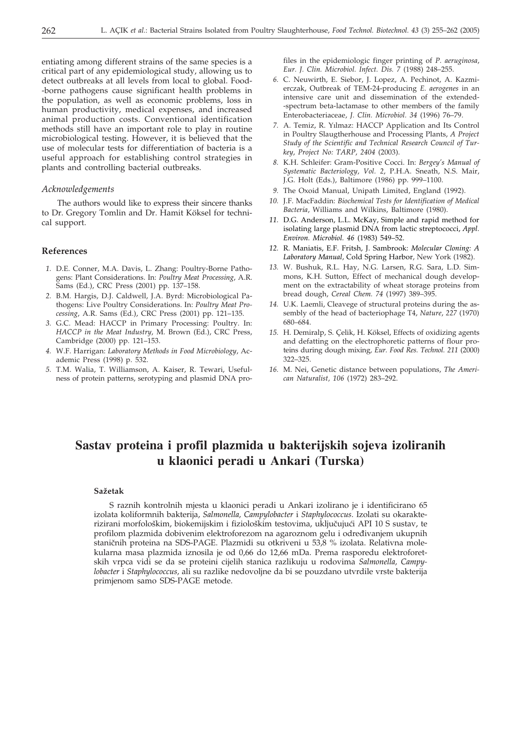entiating among different strains of the same species is a critical part of any epidemiological study, allowing us to detect outbreaks at all levels from local to global. Food-borne pathogens cause significant health problems in the population, as well as economic problems, loss in human productivity, medical expenses, and increased animal production costs. Conventional identification methods still have an important role to play in routine microbiological testing. However, it is believed that the use of molecular tests for differentiation of bacteria is a useful approach for establishing control strategies in plants and controlling bacterial outbreaks.

### *Acknowledgements*

The authors would like to express their sincere thanks to Dr. Gregory Tomlin and Dr. Hamit Köksel for technical support.

### References

1. D.E. Conner, M.A. Davis, L. Zhang: Poultry-Borne Pathogens: Plant Considerations. In: *Poultry Meat Processing*, A.R. Sams (Ed.), CRC Press (2001) pp. 137–158.
2. B.M. Hargis, D.J. Caldwell, J.A. Byrd: Microbiological Pathogens: Live Poultry Considerations. In: *Poultry Meat Processing*, A.R. Sams (Ed.), CRC Press (2001) pp. 121–135.
3. G.C. Mead: HACCP in Primary Processing: Poultry. In: *HACCP in the Meat Industry*, M. Brown (Ed.), CRC Press, Cambridge (2000) pp. 121–153.
4. W.F. Harrigan: *Laboratory Methods in Food Microbiology*, Academic Press (1998) p. 532.
5. T.M. Walia, T. Williamson, A. Kaiser, R. Tewari, Usefulness of protein patterns, serotyping and plasmid DNA profiles in the epidemiologic finger printing of *P. aeruginosa*, *Eur. J. Clin. Microbiol. Infect. Dis. 7* (1988) 248–255.
6. C. Neuwirth, E. Siebor, J. Lopez, A. Pechinot, A. Kazmierczak, Outbreak of TEM-24-producing *E. aerogenes* in an intensive care unit and dissemination of the extended-spectrum beta-lactamase to other members of the family Enterobacteriaceae, *J. Clin. Microbiol. 34* (1996) 76–79.
7. A. Temiz, R. Yılmaz: HACCP Application and Its Control in Poultry Slaugtherhouse and Processing Plants, *A Project Study of the Scientific and Technical Research Council of Turkey, Project No: TARP, 2404* (2003).
8. K.H. Schleifer: Gram-Positive Cocci. In: *Bergey's Manual of Systematic Bacteriology, Vol. 2*, P.H.A. Sneath, N.S. Mair, J.G. Holt (Eds.), Baltimore (1986) pp. 999–1100.
9. The Oxoid Manual, Unipath Limited, England (1992).
10. J.F. MacFaddin: *Biochemical Tests for Identification of Medical Bacteria*, Williams and Wilkins, Baltimore (1980).
11. D.G. Anderson, L.L. McKay, Simple and rapid method for isolating large plasmid DNA from lactic streptococci, *Appl. Environ. Microbiol. 46* (1983) 549–52.
12. R. Maniatis, E.F. Fritsh, J. Sambrook: *Molecular Cloning: A Laboratory Manual*, Cold Spring Harbor, New York (1982).
13. W. Bushuk, R.L. Hay, N.G. Larsen, R.G. Sara, L.D. Simmons, K.H. Sutton, Effect of mechanical dough development on the extractability of wheat storage proteins from bread dough, *Cereal Chem. 74* (1997) 389–395.
14. U.K. Laemli, Cleavege of structural proteins during the assembly of the head of bacteriophage T4, *Nature, 227* (1970) 680–684.
15. H. Demiralp, S. Çelik, H. Köksel, Effects of oxidizing agents and defatting on the electrophoretic patterns of flour proteins during dough mixing, *Eur. Food Res. Technol. 211* (2000) 322–325.
16. M. Nei, Genetic distance between populations, *The American Naturalist, 106* (1972) 283–292.

# Sastav proteina i profil plazmida u bakterijskih sojeva izoliranih u klaonici peradi u Ankari (Turska)

#### Sažetak

S raznih kontrolnih mjesta u klaonici peradi u Ankari izolirano je i identificirano 65 izolata koliformnih bakterija, *Salmonella, Campylobacter* i *Staphylococcus*. Izolati su okarakterizirani morfološkim, biokemijskim i fiziološkim testovima, uključujući API 10 S sustav, te profilom plazmida dobivenim elektroforezom na agaroznom gelu i određivanjem ukupnih staničnih proteina na SDS-PAGE. Plazmidi su otkriveni u 53,8 % izolata. Relativna molekularna masa plazmida iznosila je od 0,66 do 12,66 mDa. Prema rasporedu elektroforetskih vrpca vidi se da se proteini cijelih stanica razlikuju u rodovima *Salmonella, Campylobacter* i *Staphylococcus*, ali su razlike nedovoljne da bi se pouzdano utvrdile vrste bakterija primjenom samo SDS-PAGE metode.